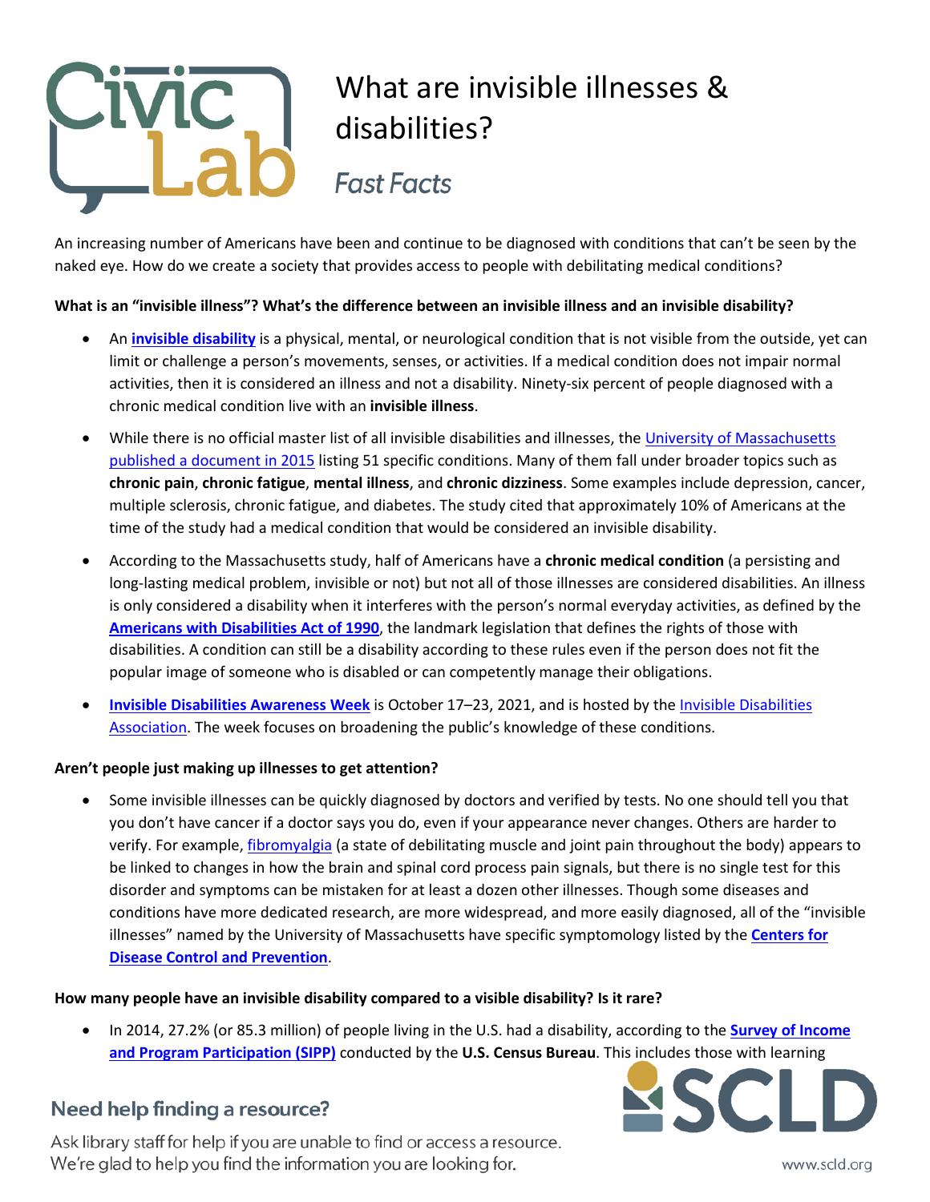# What are invisible illnesses & disabilities?

*Fast Facts*

An increasing number of Americans have been and continue to be diagnosed with conditions that can't be seen by the naked eye. How do we create a society that provides access to people with debilitating medical conditions?

**What is an "invisible illness"? What's the difference between an invisible illness and an invisible disability?**

- An **invisible disability** is a physical, mental, or neurological condition that is not visible from the outside, yet can limit or challenge a person's movements, senses, or activities. If a medical condition does not impair normal activities, then it is considered an illness and not a disability. Ninety-six percent of people diagnosed with a chronic medical condition live with an **invisible illness**.
- While there is no official master list of all invisible disabilities and illnesses, the University of Massachusetts published a document in 2015 listing 51 specific conditions. Many of them fall under broader topics such as **chronic pain**, **chronic fatigue**, **mental illness**, and **chronic dizziness**. Some examples include depression, cancer, multiple sclerosis, chronic fatigue, and diabetes. The study cited that approximately 10% of Americans at the time of the study had a medical condition that would be considered an invisible disability.
- According to the Massachusetts study, half of Americans have a **chronic medical condition** (a persisting and long-lasting medical problem, invisible or not) but not all of those illnesses are considered disabilities. An illness is only considered a disability when it interferes with the person's normal everyday activities, as defined by the **Americans with Disabilities Act of 1990**, the landmark legislation that defines the rights of those with disabilities. A condition can still be a disability according to these rules even if the person does not fit the popular image of someone who is disabled or can competently manage their obligations.
- **Invisible Disabilities Awareness Week** is October 17–23, 2021, and is hosted by the Invisible Disabilities Association. The week focuses on broadening the public's knowledge of these conditions.

**Aren't people just making up illnesses to get attention?**

- Some invisible illnesses can be quickly diagnosed by doctors and verified by tests. No one should tell you that you don't have cancer if a doctor says you do, even if your appearance never changes. Others are harder to verify. For example, fibromyalgia (a state of debilitating muscle and joint pain throughout the body) appears to be linked to changes in how the brain and spinal cord process pain signals, but there is no single test for this disorder and symptoms can be mistaken for at least a dozen other illnesses. Though some diseases and conditions have more dedicated research, are more widespread, and more easily diagnosed, all of the "invisible illnesses" named by the University of Massachusetts have specific symptomology listed by the **Centers for Disease Control and Prevention**.

**How many people have an invisible disability compared to a visible disability? Is it rare?**

- In 2014, 27.2% (or 85.3 million) of people living in the U.S. had a disability, according to the **Survey of Income and Program Participation (SIPP)** conducted by the **U.S. Census Bureau**. This includes those with learning

## Need help finding a resource?

Ask library staff for help if you are unable to find or access a resource. We're glad to help you find the information you are looking for.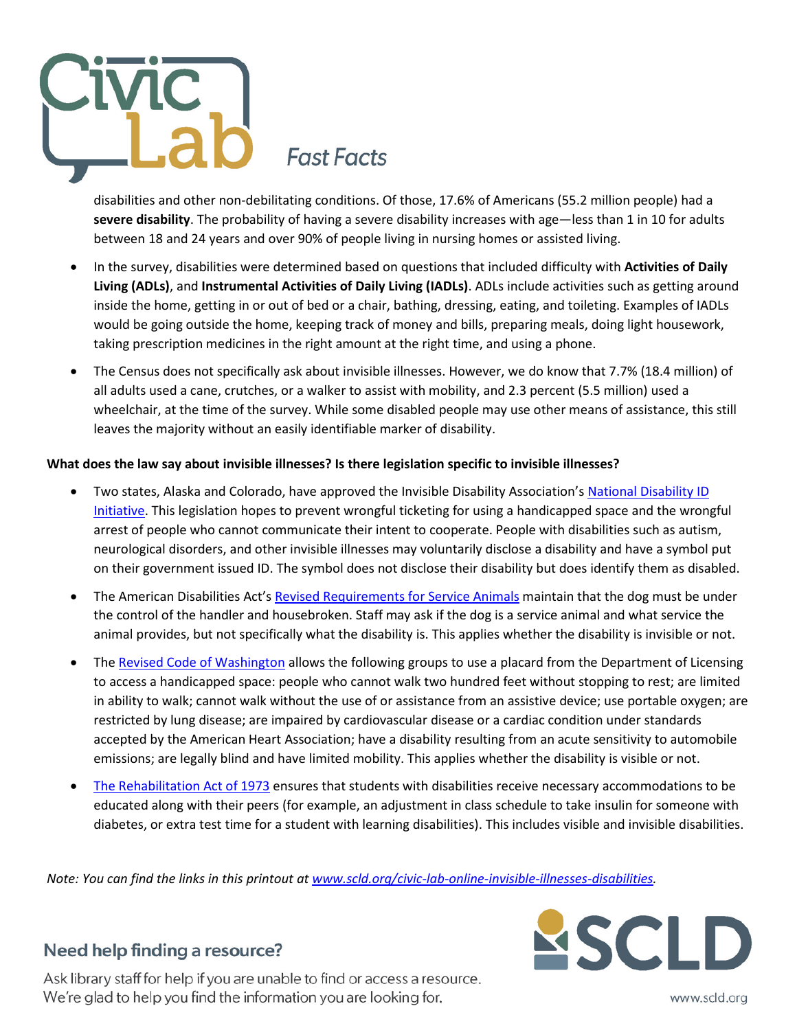disabilities and other non-debilitating conditions. Of those, 17.6% of Americans (55.2 million people) had a **severe disability**. The probability of having a severe disability increases with age—less than 1 in 10 for adults between 18 and 24 years and over 90% of people living in nursing homes or assisted living.

- In the survey, disabilities were determined based on questions that included difficulty with **Activities of Daily Living (ADLs)**, and **Instrumental Activities of Daily Living (IADLs)**. ADLs include activities such as getting around inside the home, getting in or out of bed or a chair, bathing, dressing, eating, and toileting. Examples of IADLs would be going outside the home, keeping track of money and bills, preparing meals, doing light housework, taking prescription medicines in the right amount at the right time, and using a phone.
- The Census does not specifically ask about invisible illnesses. However, we do know that 7.7% (18.4 million) of all adults used a cane, crutches, or a walker to assist with mobility, and 2.3 percent (5.5 million) used a wheelchair, at the time of the survey. While some disabled people may use other means of assistance, this still leaves the majority without an easily identifiable marker of disability.

**What does the law say about invisible illnesses? Is there legislation specific to invisible illnesses?**

- Two states, Alaska and Colorado, have approved the Invisible Disability Association's National Disability ID Initiative. This legislation hopes to prevent wrongful ticketing for using a handicapped space and the wrongful arrest of people who cannot communicate their intent to cooperate. People with disabilities such as autism, neurological disorders, and other invisible illnesses may voluntarily disclose a disability and have a symbol put on their government issued ID. The symbol does not disclose their disability but does identify them as disabled.
- The American Disabilities Act's Revised Requirements for Service Animals maintain that the dog must be under the control of the handler and housebroken. Staff may ask if the dog is a service animal and what service the animal provides, but not specifically what the disability is. This applies whether the disability is invisible or not.
- The Revised Code of Washington allows the following groups to use a placard from the Department of Licensing to access a handicapped space: people who cannot walk two hundred feet without stopping to rest; are limited in ability to walk; cannot walk without the use of or assistance from an assistive device; use portable oxygen; are restricted by lung disease; are impaired by cardiovascular disease or a cardiac condition under standards accepted by the American Heart Association; have a disability resulting from an acute sensitivity to automobile emissions; are legally blind and have limited mobility. This applies whether the disability is visible or not.
- The Rehabilitation Act of 1973 ensures that students with disabilities receive necessary accommodations to be educated along with their peers (for example, an adjustment in class schedule to take insulin for someone with diabetes, or extra test time for a student with learning disabilities). This includes visible and invisible disabilities.

*Note: You can find the links in this printout at www.scld.org/civic-lab-online-invisible-illnesses-disabilities.*

**Need help finding a resource?**

Ask library staff for help if you are unable to find or access a resource. We're glad to help you find the information you are looking for.